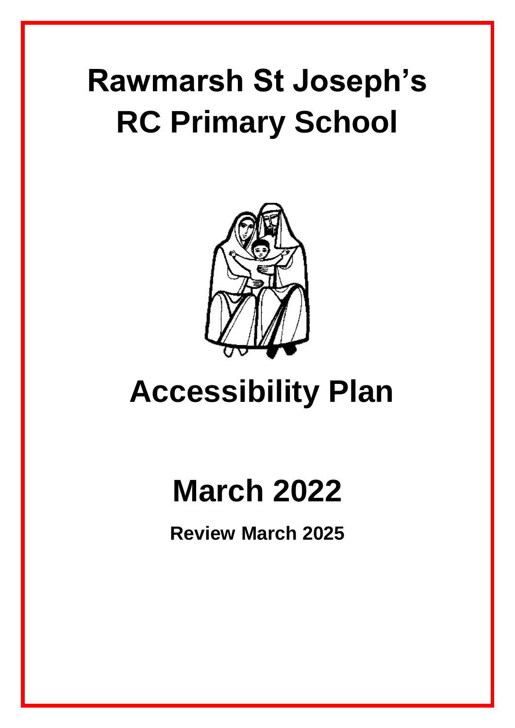# Rawmarsh St Joseph's RC Primary School

# Accessibility Plan

# March 2022

**Review March 2025**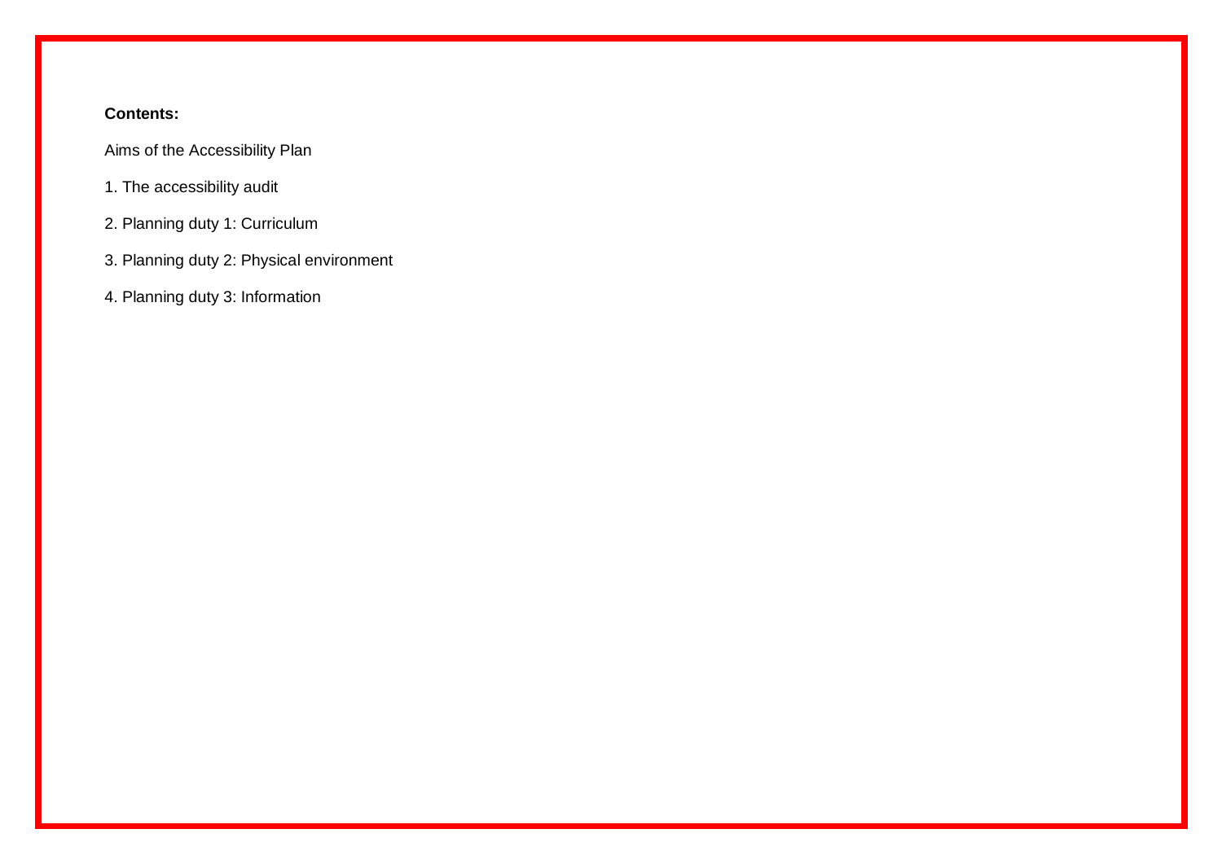**Contents:**

Aims of the Accessibility Plan

1. The accessibility audit

2. Planning duty 1: Curriculum

3. Planning duty 2: Physical environment

4. Planning duty 3: Information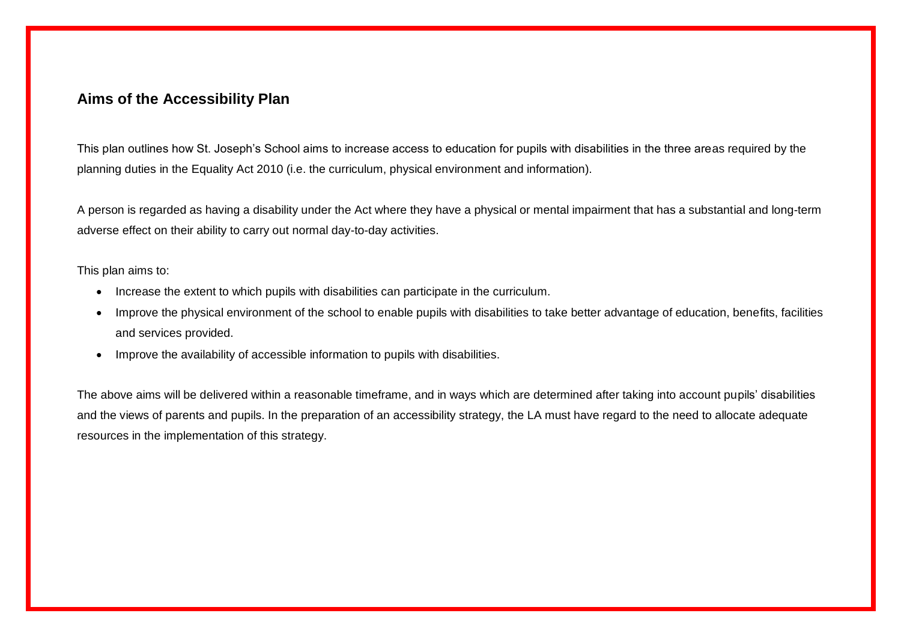## Aims of the Accessibility Plan

This plan outlines how St. Joseph's School aims to increase access to education for pupils with disabilities in the three areas required by the planning duties in the Equality Act 2010 (i.e. the curriculum, physical environment and information).

A person is regarded as having a disability under the Act where they have a physical or mental impairment that has a substantial and long-term adverse effect on their ability to carry out normal day-to-day activities.

This plan aims to:

- Increase the extent to which pupils with disabilities can participate in the curriculum.
- Improve the physical environment of the school to enable pupils with disabilities to take better advantage of education, benefits, facilities and services provided.
- Improve the availability of accessible information to pupils with disabilities.

The above aims will be delivered within a reasonable timeframe, and in ways which are determined after taking into account pupils' disabilities and the views of parents and pupils. In the preparation of an accessibility strategy, the LA must have regard to the need to allocate adequate resources in the implementation of this strategy.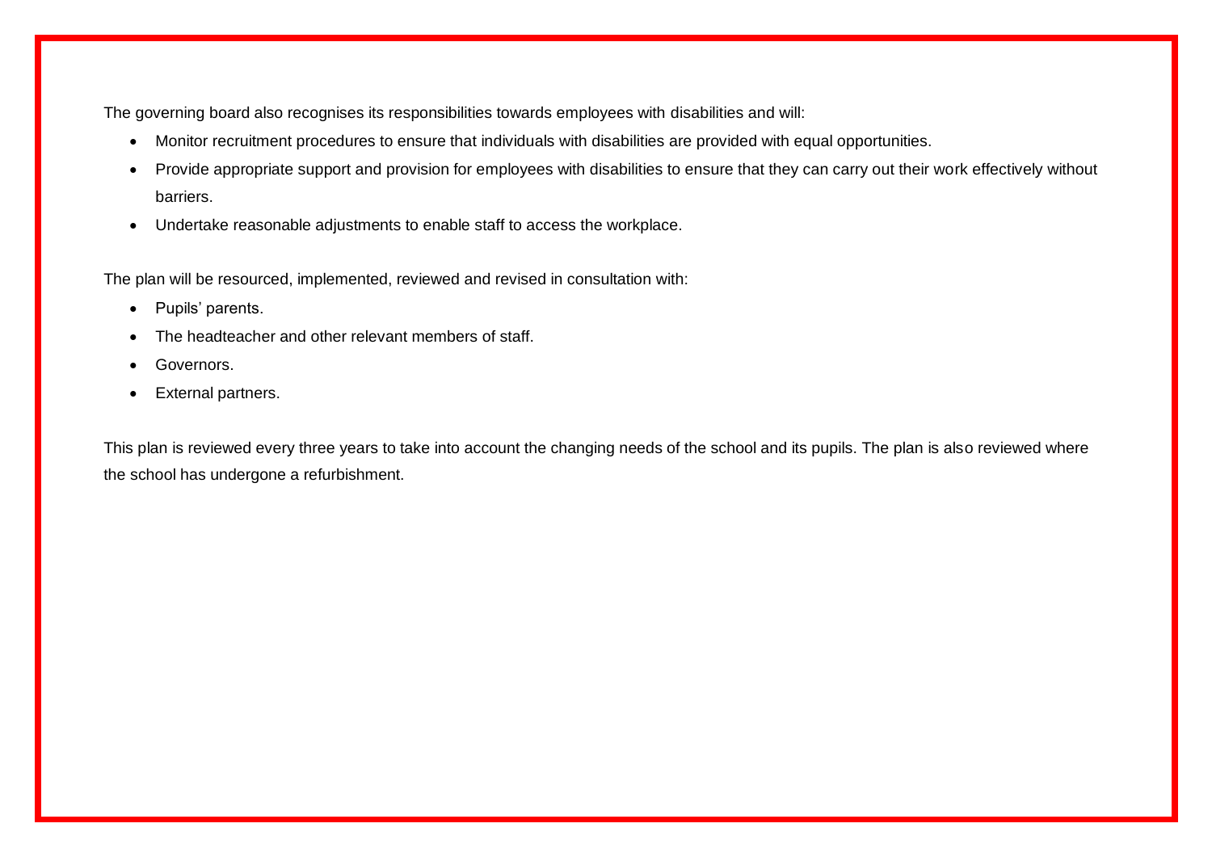The governing board also recognises its responsibilities towards employees with disabilities and will:

- Monitor recruitment procedures to ensure that individuals with disabilities are provided with equal opportunities.
- Provide appropriate support and provision for employees with disabilities to ensure that they can carry out their work effectively without barriers.
- Undertake reasonable adjustments to enable staff to access the workplace.

The plan will be resourced, implemented, reviewed and revised in consultation with:

- Pupils' parents.
- The headteacher and other relevant members of staff.
- Governors.
- External partners.

This plan is reviewed every three years to take into account the changing needs of the school and its pupils. The plan is also reviewed where the school has undergone a refurbishment.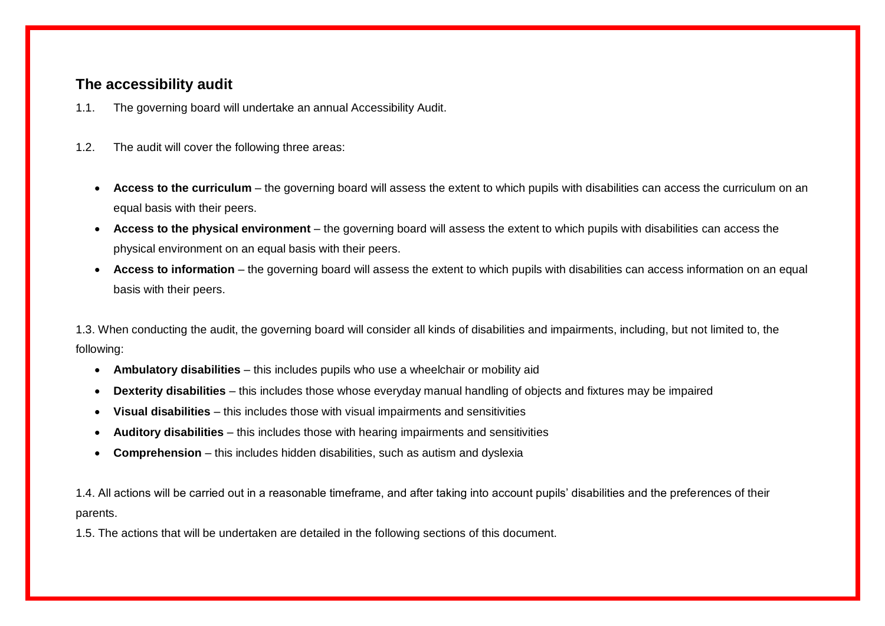## The accessibility audit

1.1. The governing board will undertake an annual Accessibility Audit.

1.2. The audit will cover the following three areas:

- **Access to the curriculum** – the governing board will assess the extent to which pupils with disabilities can access the curriculum on an equal basis with their peers.
- **Access to the physical environment** – the governing board will assess the extent to which pupils with disabilities can access the physical environment on an equal basis with their peers.
- **Access to information** – the governing board will assess the extent to which pupils with disabilities can access information on an equal basis with their peers.

1.3. When conducting the audit, the governing board will consider all kinds of disabilities and impairments, including, but not limited to, the following:

- **Ambulatory disabilities** – this includes pupils who use a wheelchair or mobility aid
- **Dexterity disabilities** – this includes those whose everyday manual handling of objects and fixtures may be impaired
- **Visual disabilities** – this includes those with visual impairments and sensitivities
- **Auditory disabilities** – this includes those with hearing impairments and sensitivities
- **Comprehension** – this includes hidden disabilities, such as autism and dyslexia

1.4. All actions will be carried out in a reasonable timeframe, and after taking into account pupils' disabilities and the preferences of their parents.

1.5. The actions that will be undertaken are detailed in the following sections of this document.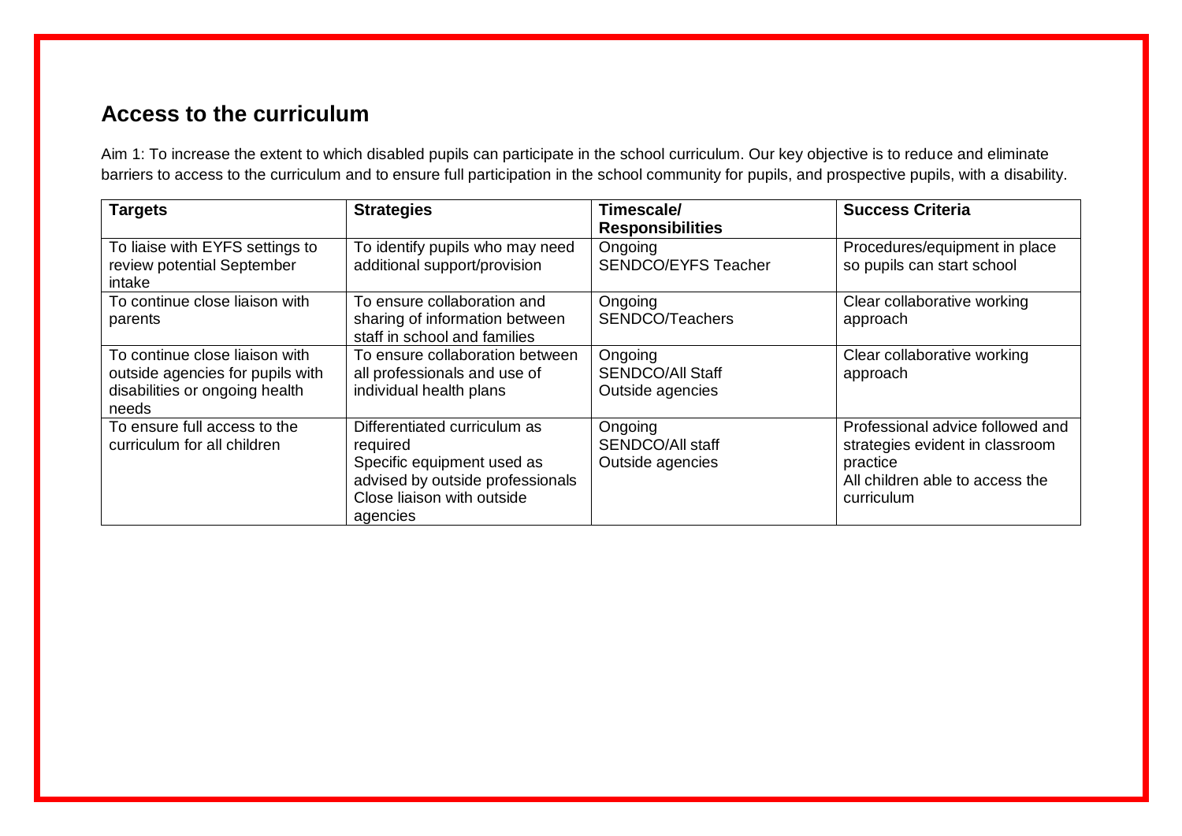## Access to the curriculum

Aim 1: To increase the extent to which disabled pupils can participate in the school curriculum. Our key objective is to reduce and eliminate barriers to access to the curriculum and to ensure full participation in the school community for pupils, and prospective pupils, with a disability.

| Targets | Strategies | Timescale/ Responsibilities | Success Criteria |
|---|---|---|---|
| To liaise with EYFS settings to review potential September intake | To identify pupils who may need additional support/provision | Ongoing<br>SENDCO/EYFS Teacher | Procedures/equipment in place so pupils can start school |
| To continue close liaison with parents | To ensure collaboration and sharing of information between staff in school and families | Ongoing<br>SENDCO/Teachers | Clear collaborative working approach |
| To continue close liaison with outside agencies for pupils with disabilities or ongoing health needs | To ensure collaboration between all professionals and use of individual health plans | Ongoing<br>SENDCO/All Staff<br>Outside agencies | Clear collaborative working approach |
| To ensure full access to the curriculum for all children | Differentiated curriculum as required<br>Specific equipment used as advised by outside professionals<br>Close liaison with outside agencies | Ongoing<br>SENDCO/All staff<br>Outside agencies | Professional advice followed and strategies evident in classroom practice<br>All children able to access the curriculum |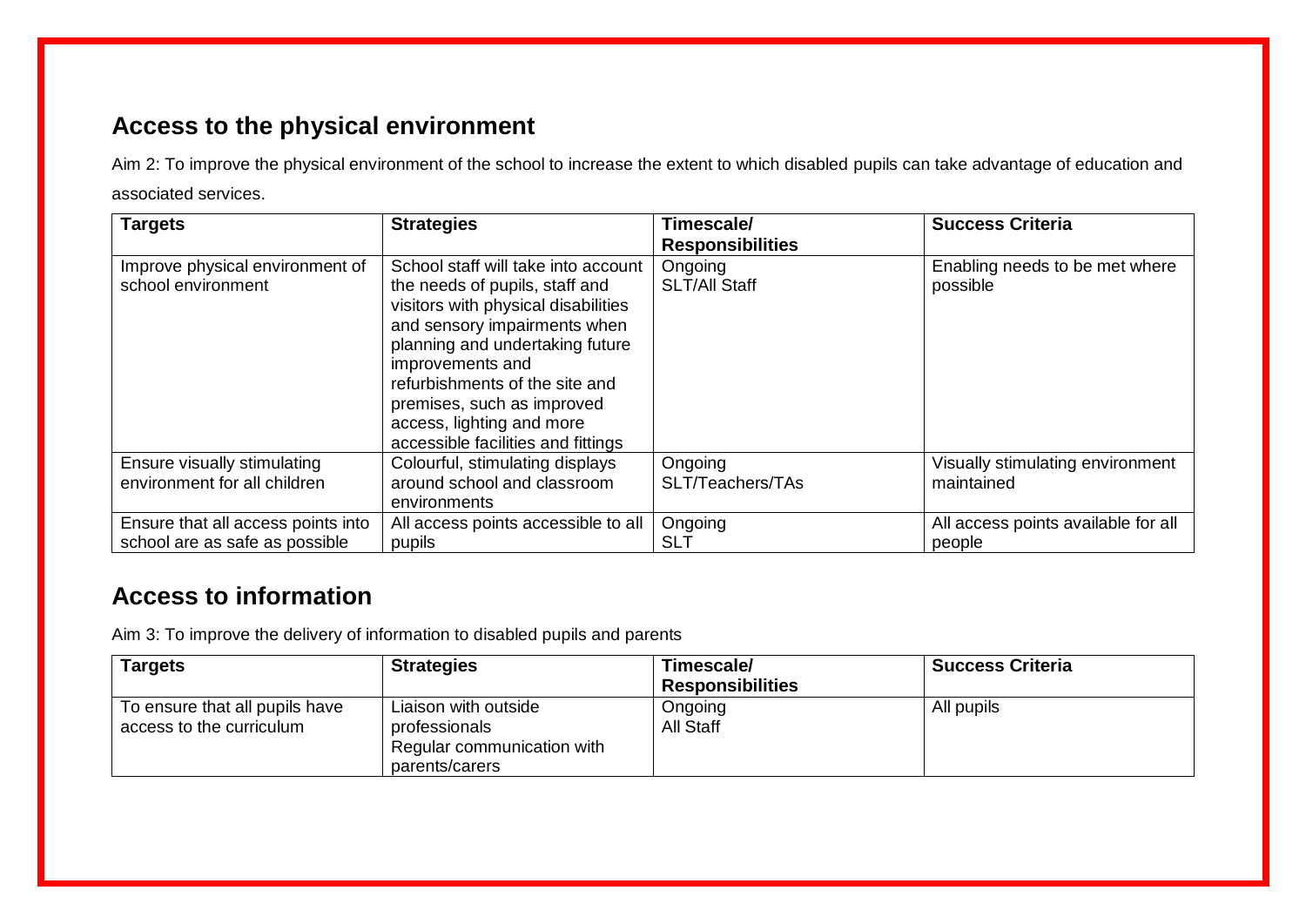## Access to the physical environment

Aim 2: To improve the physical environment of the school to increase the extent to which disabled pupils can take advantage of education and associated services.

| Targets | Strategies | Timescale/ Responsibilities | Success Criteria |
|---|---|---|---|
| Improve physical environment of school environment | School staff will take into account the needs of pupils, staff and visitors with physical disabilities and sensory impairments when planning and undertaking future improvements and refurbishments of the site and premises, such as improved access, lighting and more accessible facilities and fittings | Ongoing<br>SLT/All Staff | Enabling needs to be met where possible |
| Ensure visually stimulating environment for all children | Colourful, stimulating displays around school and classroom environments | Ongoing<br>SLT/Teachers/TAs | Visually stimulating environment maintained |
| Ensure that all access points into school are as safe as possible | All access points accessible to all pupils | Ongoing<br>SLT | All access points available for all people |

## Access to information

Aim 3: To improve the delivery of information to disabled pupils and parents

| Targets | Strategies | Timescale/ Responsibilities | Success Criteria |
|---|---|---|---|
| To ensure that all pupils have access to the curriculum | Liaison with outside professionals<br>Regular communication with parents/carers | Ongoing<br>All Staff | All pupils |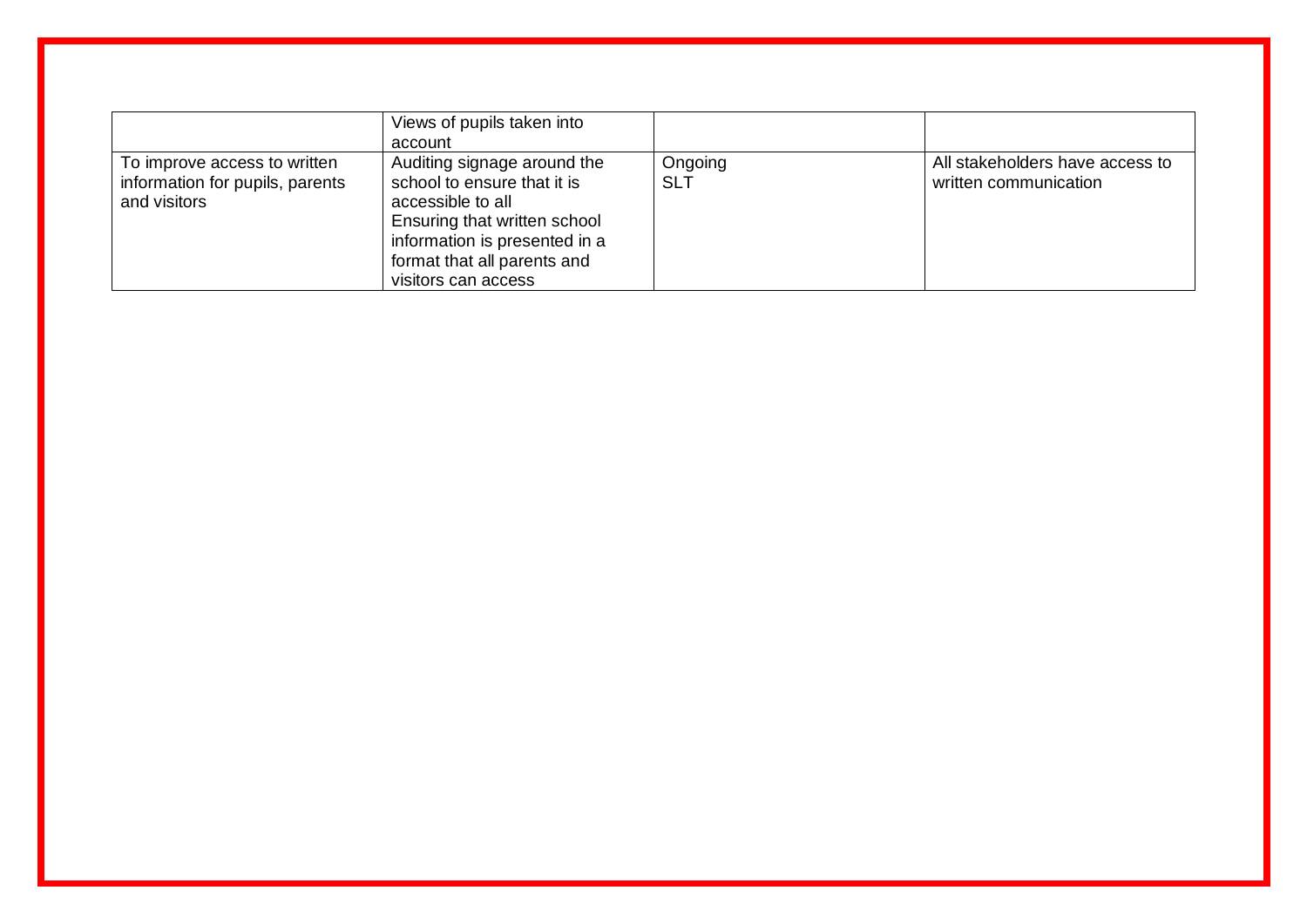| | | | |
|---|---|---|---|
| | Views of pupils taken into account | | |
| To improve access to written information for pupils, parents and visitors | Auditing signage around the school to ensure that it is accessible to all<br>Ensuring that written school information is presented in a format that all parents and visitors can access | Ongoing<br>SLT | All stakeholders have access to written communication |